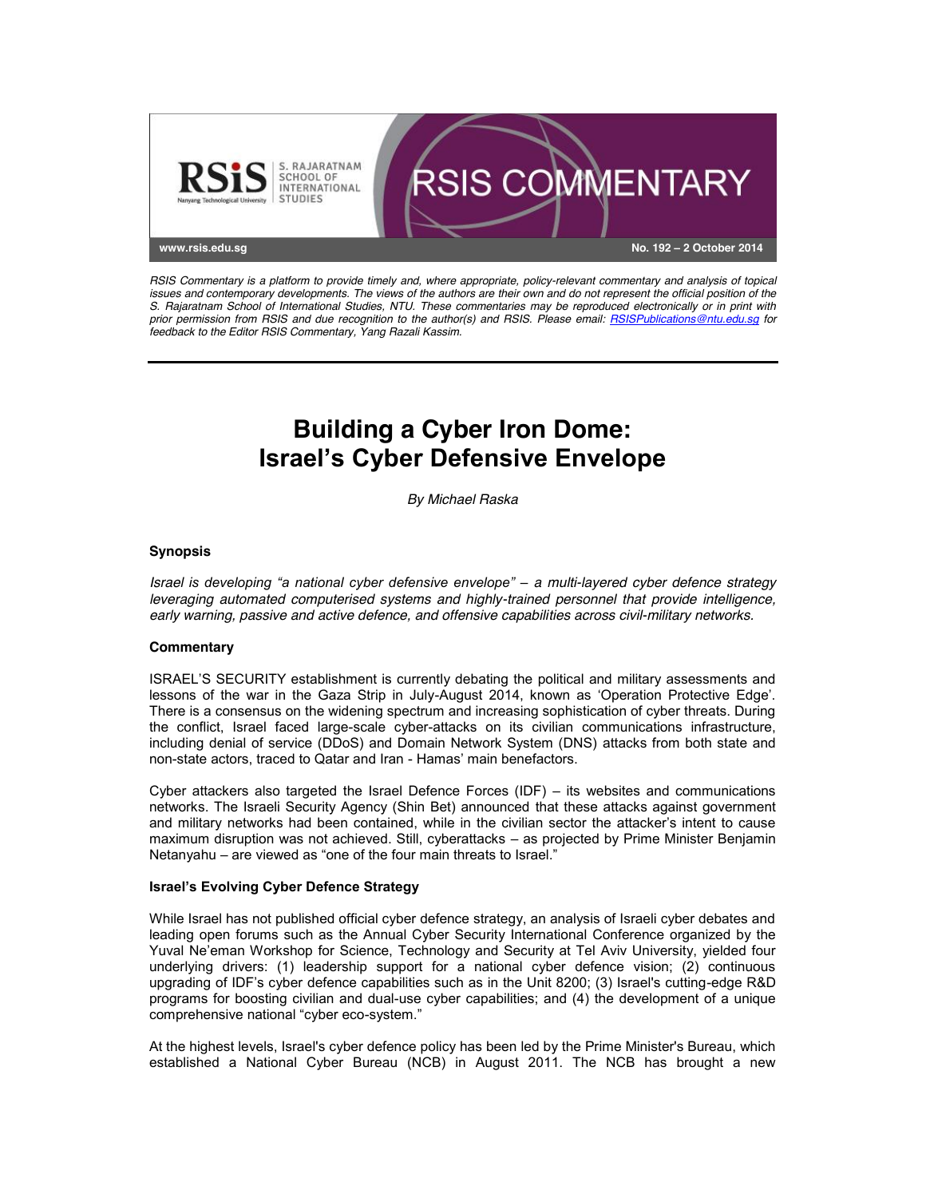RSIS Commentary is a platform to provide timely and, where appropriate, policy-relevant commentary and analysis of topical issues and contemporary developments. The views of the authors are their own and do not represent the official position of the S. Rajaratnam School of International Studies, NTU. These commentaries may be reproduced electronically or in print with prior permission from RSIS and due recognition to the author(s) and RSIS. Please email: RSISPublications@ntu.edu.sg for feedback to the Editor RSIS Commentary, Yang Razali Kassim.

*No. 192 – 2 October 2014*

# Building a Cyber Iron Dome: Israel's Cyber Defensive Envelope

*By Michael Raska*

### Synopsis

*Israel is developing "a national cyber defensive envelope" – a multi-layered cyber defence strategy leveraging automated computerised systems and highly-trained personnel that provide intelligence, early warning, passive and active defence, and offensive capabilities across civil-military networks.*

### Commentary

ISRAEL'S SECURITY establishment is currently debating the political and military assessments and lessons of the war in the Gaza Strip in July-August 2014, known as 'Operation Protective Edge'. There is a consensus on the widening spectrum and increasing sophistication of cyber threats. During the conflict, Israel faced large-scale cyber-attacks on its civilian communications infrastructure, including denial of service (DDoS) and Domain Network System (DNS) attacks from both state and non-state actors, traced to Qatar and Iran - Hamas' main benefactors.

Cyber attackers also targeted the Israel Defence Forces (IDF) – its websites and communications networks. The Israeli Security Agency (Shin Bet) announced that these attacks against government and military networks had been contained, while in the civilian sector the attacker's intent to cause maximum disruption was not achieved. Still, cyberattacks – as projected by Prime Minister Benjamin Netanyahu – are viewed as "one of the four main threats to Israel."

### Israel's Evolving Cyber Defence Strategy

While Israel has not published official cyber defence strategy, an analysis of Israeli cyber debates and leading open forums such as the Annual Cyber Security International Conference organized by the Yuval Ne'eman Workshop for Science, Technology and Security at Tel Aviv University, yielded four underlying drivers: (1) leadership support for a national cyber defence vision; (2) continuous upgrading of IDF's cyber defence capabilities such as in the Unit 8200; (3) Israel's cutting-edge R&D programs for boosting civilian and dual-use cyber capabilities; and (4) the development of a unique comprehensive national "cyber eco-system."

At the highest levels, Israel's cyber defence policy has been led by the Prime Minister's Bureau, which established a National Cyber Bureau (NCB) in August 2011. The NCB has brought a new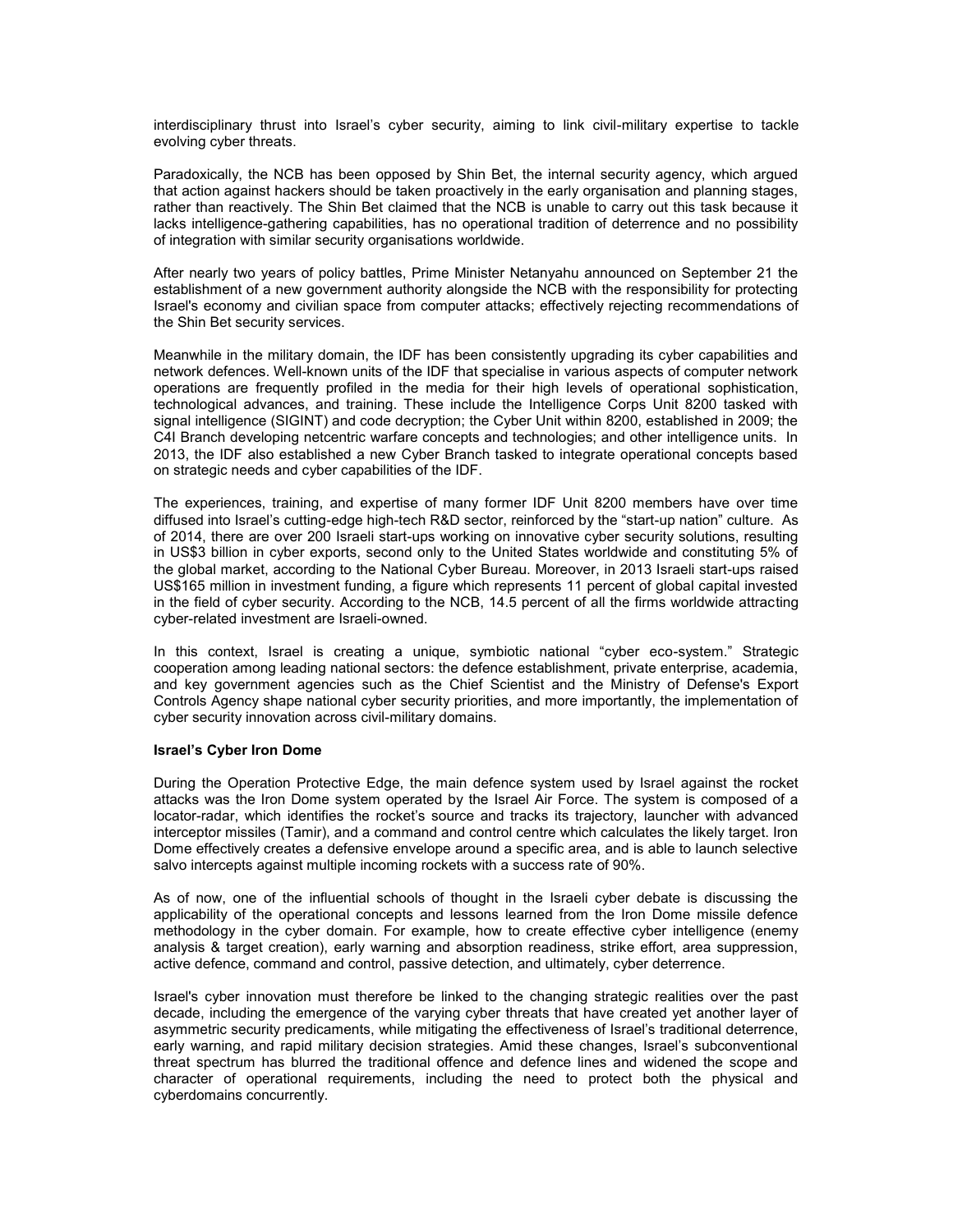interdisciplinary thrust into Israel's cyber security, aiming to link civil-military expertise to tackle evolving cyber threats.

Paradoxically, the NCB has been opposed by Shin Bet, the internal security agency, which argued that action against hackers should be taken proactively in the early organisation and planning stages, rather than reactively. The Shin Bet claimed that the NCB is unable to carry out this task because it lacks intelligence-gathering capabilities, has no operational tradition of deterrence and no possibility of integration with similar security organisations worldwide.

After nearly two years of policy battles, Prime Minister Netanyahu announced on September 21 the establishment of a new government authority alongside the NCB with the responsibility for protecting Israel's economy and civilian space from computer attacks; effectively rejecting recommendations of the Shin Bet security services.

Meanwhile in the military domain, the IDF has been consistently upgrading its cyber capabilities and network defences. Well-known units of the IDF that specialise in various aspects of computer network operations are frequently profiled in the media for their high levels of operational sophistication, technological advances, and training. These include the Intelligence Corps Unit 8200 tasked with signal intelligence (SIGINT) and code decryption; the Cyber Unit within 8200, established in 2009; the C4I Branch developing netcentric warfare concepts and technologies; and other intelligence units. In 2013, the IDF also established a new Cyber Branch tasked to integrate operational concepts based on strategic needs and cyber capabilities of the IDF.

The experiences, training, and expertise of many former IDF Unit 8200 members have over time diffused into Israel's cutting-edge high-tech R&D sector, reinforced by the "start-up nation" culture. As of 2014, there are over 200 Israeli start-ups working on innovative cyber security solutions, resulting in US$3 billion in cyber exports, second only to the United States worldwide and constituting 5% of the global market, according to the National Cyber Bureau. Moreover, in 2013 Israeli start-ups raised US$165 million in investment funding, a figure which represents 11 percent of global capital invested in the field of cyber security. According to the NCB, 14.5 percent of all the firms worldwide attracting cyber-related investment are Israeli-owned.

In this context, Israel is creating a unique, symbiotic national "cyber eco-system." Strategic cooperation among leading national sectors: the defence establishment, private enterprise, academia, and key government agencies such as the Chief Scientist and the Ministry of Defense's Export Controls Agency shape national cyber security priorities, and more importantly, the implementation of cyber security innovation across civil-military domains.

**Israel's Cyber Iron Dome**

During the Operation Protective Edge, the main defence system used by Israel against the rocket attacks was the Iron Dome system operated by the Israel Air Force. The system is composed of a locator-radar, which identifies the rocket's source and tracks its trajectory, launcher with advanced interceptor missiles (Tamir), and a command and control centre which calculates the likely target. Iron Dome effectively creates a defensive envelope around a specific area, and is able to launch selective salvo intercepts against multiple incoming rockets with a success rate of 90%.

As of now, one of the influential schools of thought in the Israeli cyber debate is discussing the applicability of the operational concepts and lessons learned from the Iron Dome missile defence methodology in the cyber domain. For example, how to create effective cyber intelligence (enemy analysis & target creation), early warning and absorption readiness, strike effort, area suppression, active defence, command and control, passive detection, and ultimately, cyber deterrence.

Israel's cyber innovation must therefore be linked to the changing strategic realities over the past decade, including the emergence of the varying cyber threats that have created yet another layer of asymmetric security predicaments, while mitigating the effectiveness of Israel's traditional deterrence, early warning, and rapid military decision strategies. Amid these changes, Israel's subconventional threat spectrum has blurred the traditional offence and defence lines and widened the scope and character of operational requirements, including the need to protect both the physical and cyberdomains concurrently.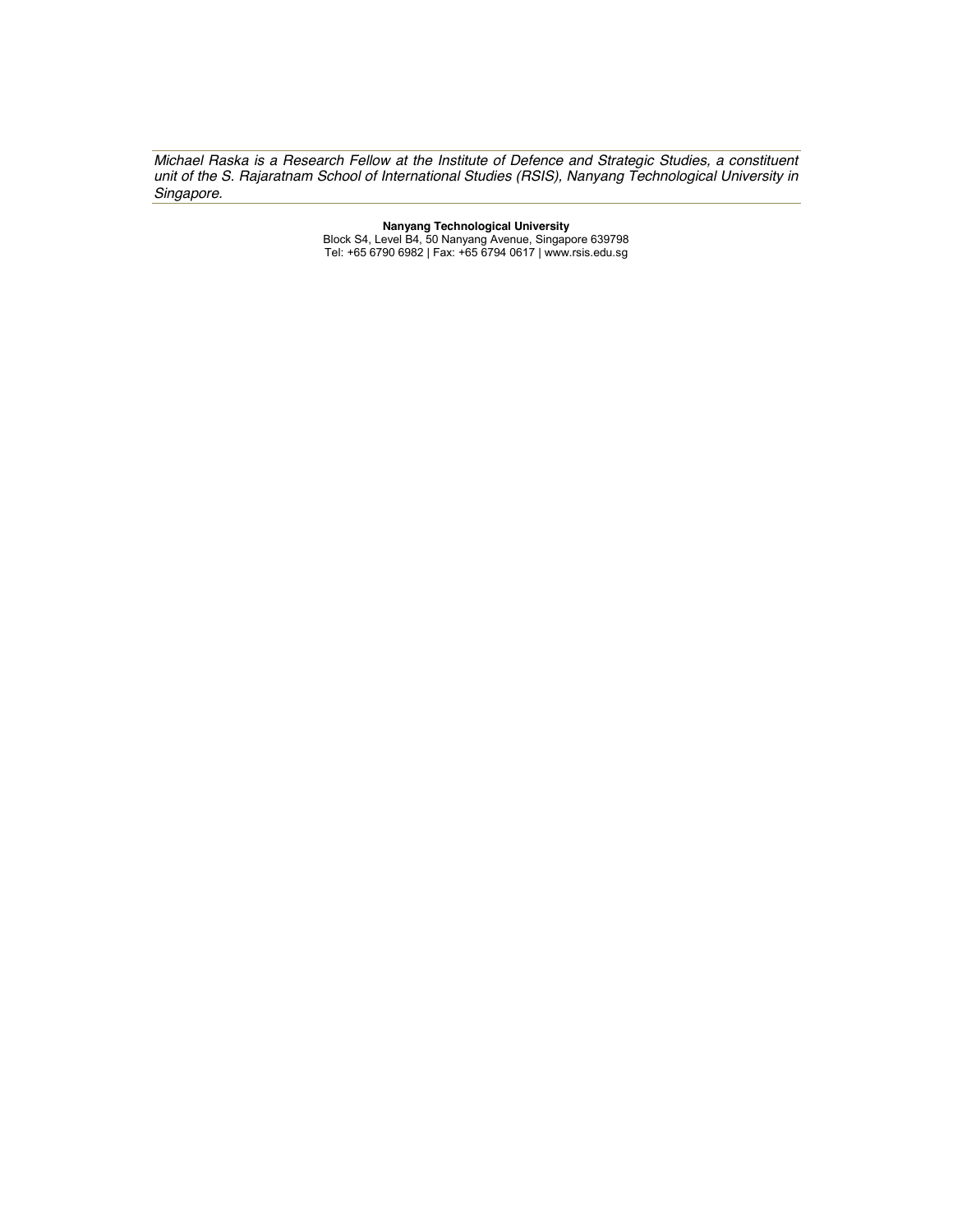*Michael Raska is a Research Fellow at the Institute of Defence and Strategic Studies, a constituent unit of the S. Rajaratnam School of International Studies (RSIS), Nanyang Technological University in Singapore.*

---

**Nanyang Technological University**
Block S4, Level B4, 50 Nanyang Avenue, Singapore 639798
Tel: +65 6790 6982 | Fax: +65 6794 0617 | www.rsis.edu.sg